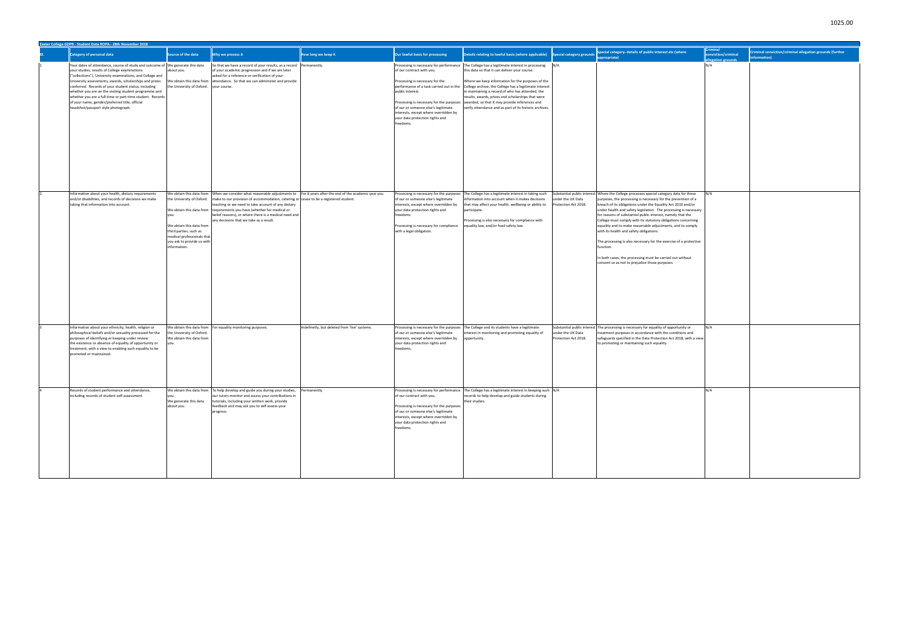Exeter College GDPR - Student Data ROPA - 28th November 2018

| ID. | Category of personal data | Source of the data | Why we process it | How long we keep it | Our lawful basis for processing | Details relating to lawful basis (where applicable) | Special category grounds | Special category- details of public interest etc (where appropriate) | Criminal conviction/criminal allegation grounds | Criminal conviction/criminal allegation grounds (further information) |
|---|---|---|---|---|---|---|---|---|---|---|
| 1 | Your dates of attendance, course of study and outcome of your studies, results of College examinations ("collections"), University examinations, and College and University assessments, awards, scholarships and prizes conferred. Records of your student status, including whether you are on the visiting student programme and whether you are a full-time or part-time student. Records of your name, gender/preferred title, official headshot/passport style photograph. | We generate this data about you. We obtain this data from the University of Oxford. | So that we have a record of your results, as a record of your academic progression and if we are later asked for a reference or verification of your attendance. So that we can administer and provide your course. | Permanently. | Processing is necessary for performance of our contract with you. Processing is necessary for the performance of a task carried out in the public interest. Processing is necessary for the purposes of our or someone else's legitimate interests, except where overridden by your data protection rights and freedoms. | The College has a legitimate interest in processing this data so that it can deliver your course. Where we keep information for the purposes of the College archive, the College has a legitimate interest in maintaining a record of who has attended, the results, awards, prizes and scholarships that were awarded, so that it may provide references and verify attendance and as part of its historic archives. | N/A | | N/A | |
| 2 | Information about your health, dietary requirements and/or disabilities, and records of decisions we make taking that information into account. | We obtain this data from the University of Oxford. We obtain this data from you. We obtain this data from third parties, such as medical professionals that you ask to provide us with information. | When we consider what reasonable adjustments to make to our provision of accommodation, catering or teaching or we need to take account of any dietary requirements you have (whether for medical or belief reasons), or where there is a medical need and any decisions that we take as a result. | For 6 years after the end of the academic year you cease to be a registered student. | Processing is necessary for the purposes of our or someone else's legitimate interests, except where overridden by your data protection rights and freedoms. Processing is necessary for compliance with a legal obligation. | The College has a legitimate interest in taking such information into account when it makes decisions that may affect your health, wellbeing or ability to participate. Processing is also necessary for compliance with equality law, and/or food safety law. | Substantial public interest under the UK Data Protection Act 2018. | Where the College processes special category data for these purposes, the processing is necessary for the prevention of a breach of its obligations under the Equality Act 2010 and/or under health and safety legislation. The processing is necessary for reasons of substantial public interest, namely that the College must comply with its statutory obligations concerning equality and to make reasonable adjustments, and to comply with its health and safety obligations. The processing is also necessary for the exercise of a protective function. In both cases, the processing must be carried out without consent so as not to prejudice those purposes. | N/A | |
| 3 | Information about your ethnicity, health, religion or philosophical beliefs and/or sexuality processed for the purposes of identifying or keeping under review the existence or absence of equality of opportunity or treatment, with a view to enabling such equality to be promoted or maintained. | We obtain this data from the University of Oxford. We obtain this data from you. | For equality monitoring purposes. | Indefinetly, but deleted from 'live' systems. | Processing is necessary for the purposes of our or someone else's legitimate interests, except where overridden by your data protection rights and freedoms. | The College and its students have a legitimate interest in monitoring and promoting equality of opportunity. | Substantial public interest under the UK Data Protection Act 2018. | The processing is necessary for equality of opportunity or treatment purposes in accordance with the conditions and safeguards specified in the Data Protection Act 2018, with a view to promoting or maintaining such equality. | N/A | |
| 4 | Records of student performance and attendance, including records of student self-assessment. | We obtain this data from you. We generate this data about you. | To help develop and guide you during your studies, our tutors monitor and assess your contributions in tutorials, including your written work, provide feedback and may ask you to self-assess your progress. | Permanently. | Processing is necessary for performance of our contract with you. Processing is necessary for the purposes of our or someone else's legitimate interests, except where overridden by your data protection rights and freedoms. | The College has a legitimate interest in keeping such records to help develop and guide students during their studies. | N/A | | N/A | |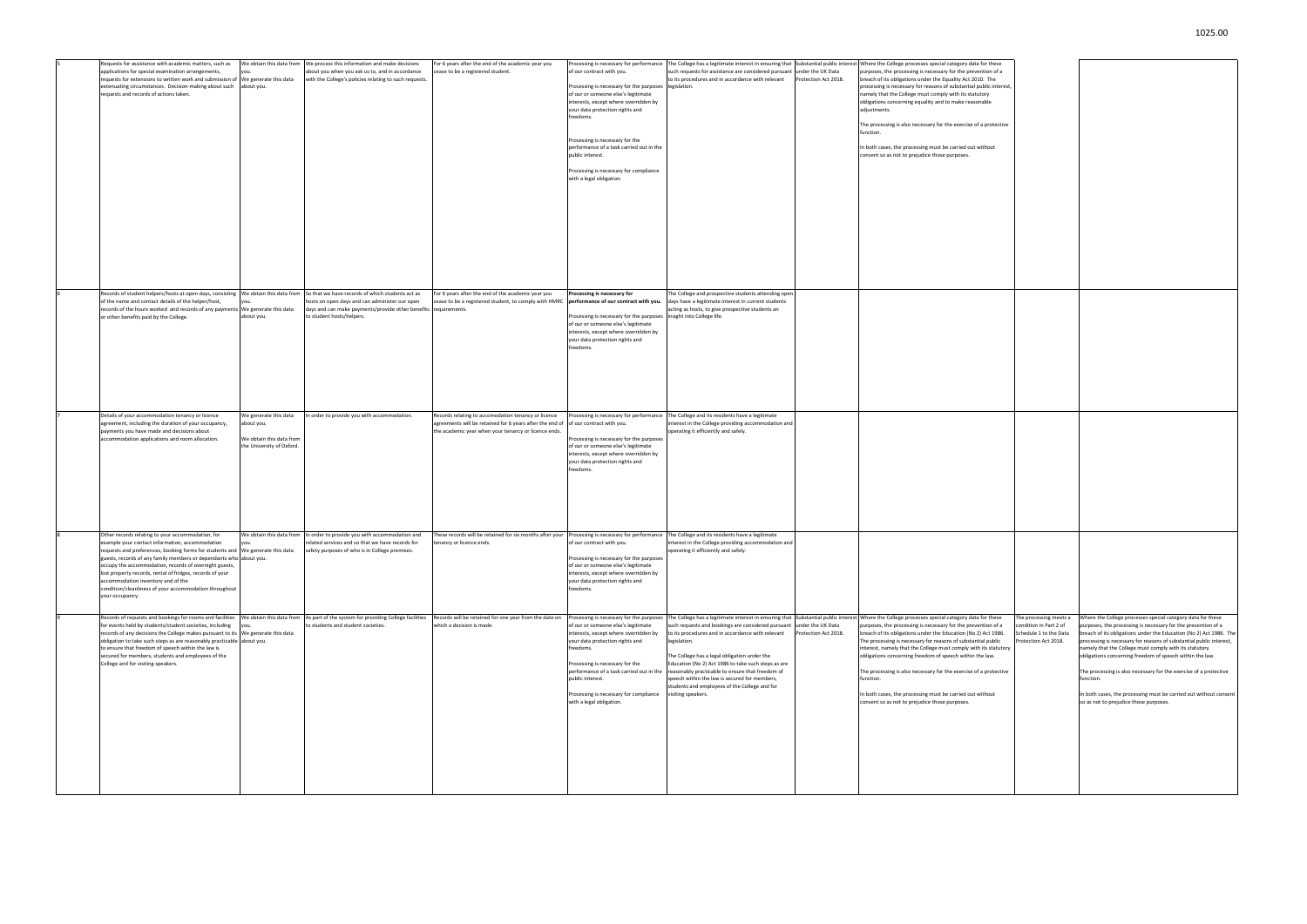| | | | | | | | | | | |
|---|---|---|---|---|---|---|---|---|---|---|
| 5 | Requests for assistance with academic matters, such as applications for special examination arrangements, requests for extensions to written work and submission of extenuating circumstances. Decision-making about such requests and records of actions taken. | We obtain this data from you.<br>We generate this data about you. | We process this information and make decisions about you when you ask us to, and in accordance with the College's policies relating to such requests. | For 6 years after the end of the academic year you cease to be a registered student. | Processing is necessary for performance of our contract with you.<br><br>Processing is necessary for the purposes of our or someone else's legitimate interests, except where overridden by your data protection rights and freedoms.<br><br>Processing is necessary for the performance of a task carried out in the public interest.<br><br>Processing is necessary for compliance with a legal obligation. | The College has a legitimate interest in ensuring that such requests for assistance are considered pursuant to its procedures and in accordance with relevant legislation. | Substantial public interest under the UK Data Protection Act 2018. | Where the College processes special category data for these purposes, the processing is necessary for the prevention of a breach of its obligations under the Equality Act 2010. The processing is necessary for reasons of substantial public interest, namely that the College must comply with its statutory obligations concerning equality and to make reasonable adjustments.<br><br>The processing is also necessary for the exercise of a protective function.<br><br>In both cases, the processing must be carried out without consent so as not to prejudice those purposes. | | |
| 6 | Records of student helpers/hosts at open days, consisting of the name and contact details of the helper/host, records of the hours worked and records of any payments or other benefits paid by the College. | We obtain this data from you.<br>We generate this data about you. | So that we have records of which students act as hosts on open days and can administer our open days and can make payments/provide other benefits to student hosts/helpers. | For 6 years after the end of the academic year you cease to be a registered student, to comply with HMRC requirements. | **Processing is necessary for performance of our contract with you.**<br><br>Processing is necessary for the purposes of our or someone else's legitimate interests, except where overridden by your data protection rights and freedoms. | The College and prospective students attending open days have a legitimate interest in current students acting as hosts, to give prospective students an insight into College life. | | | | |
| 7 | Details of your accommodation tenancy or licence agreement, including the duration of your occupancy, payments you have made and decisions about accommodation applications and room allocation. | We generate this data about you.<br><br>We obtain this data from the University of Oxford. | In order to provide you with accommodation. | Records relating to accomodation tenancy or licence agreements will be retained for 6 years after the end of the academic year when your tenancy or licence ends. | Processing is necessary for performance of our contract with you.<br><br>Processing is necessary for the purposes of our or someone else's legitimate interests, except where overridden by your data protection rights and freedoms. | The College and its residents have a legitimate interest in the College providing accommodation and operating it efficiently and safely. | | | | |
| 8 | Other records relating to your accommodation, for example your contact information, accommodation requests and preferences, booking forms for students and guests, records of any family members or dependants who occupy the accommodation, records of overnight guests, lost property records, rental of fridges, records of your accommodation inventory and of the condition/cleanliness of your accommodation throughout your occupancy. | We obtain this data from you.<br>We generate this data about you. | In order to provide you with accommodation and related services and so that we have records for safety purposes of who is in College premises. | These records will be retained for six months after your tenancy or licence ends. | Processing is necessary for performance of our contract with you.<br><br>Processing is necessary for the purposes of our or someone else's legitimate interests, except where overridden by your data protection rights and freedoms. | The College and its residents have a legitimate interest in the College providing accommodation and operating it efficiently and safely. | | | | |
| 9 | Records of requests and bookings for rooms and facilities for events held by students/student societies, including records of any decisions the College makes pursuant to its obligation to take such steps as are reasonably practicable to ensure that freedom of speech within the law is secured for members, students and employees of the College and for visiting speakers. | We obtain this data from you.<br>We generate this data about you. | As part of the system for providing College facilities to students and student societies. | Records will be retained for one year from the date on which a decision is made. | Processing is necessary for the purposes of our or someone else's legitimate interests, except where overridden by your data protection rights and freedoms.<br><br>Processing is necessary for the performance of a task carried out in the public interest.<br><br>Processing is necessary for compliance with a legal obligation. | The College has a legitimate interest in ensuring that such requests and bookings are considered pursuant to its procedures and in accordance with relevant legislation.<br><br>The College has a legal obligation under the Education (No 2) Act 1986 to take such steps as are reasonably practicable to ensure that freedom of speech within the law is secured for members, students and employees of the College and for visiting speakers. | Substantial public interest under the UK Data Protection Act 2018. | Where the College processes special category data for these purposes, the processing is necessary for the prevention of a breach of its obligations under the Education (No 2) Act 1986. The processing is necessary for reasons of substantial public interest, namely that the College must comply with its statutory obligations concerning freedom of speech within the law.<br><br>The processing is also necessary for the exercise of a protective function.<br><br>In both cases, the processing must be carried out without consent so as not to prejudice those purposes. | The processing meets a condition in Part 2 of Schedule 1 to the Data Protection Act 2018. | Where the College processes special category data for these purposes, the processing is necessary for the prevention of a breach of its obligations under the Education (No 2) Act 1986. The processing is necessary for reasons of substantial public interest, namely that the College must comply with its statutory obligations concerning freedom of speech within the law.<br><br>The processing is also necessary for the exercise of a protective function.<br><br>In both cases, the processing must be carried out without consent so as not to prejudice those purposes. |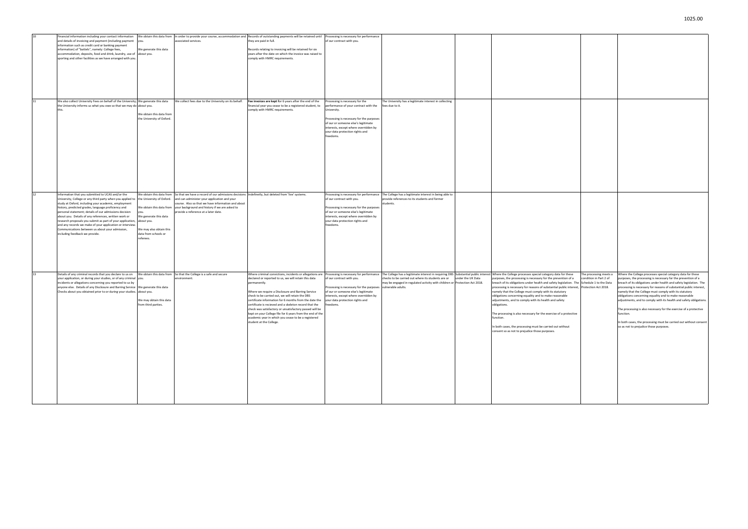| | | | | | | | | | | |
|---|---|---|---|---|---|---|---|---|---|---|
| 10 | Financial information including your contact information and details of invoicing and payment (including payment information such as credit card or banking payment information) of "battels", namely: College fees, accommodation, deposits, food and drink, laundry, use of sporting and other facilities as we have arranged with you. | We obtain this data from you.<br><br>We generate this data about you. | In order to provide your course, accommodation and associated services. | Records of outstanding payments will be retained until they are paid in full.<br><br>Records relating to invoicing will be retained for six years after the date on which the invoice was raised to comply with HMRC requirements. | Processing is necessary for performance of our contract with you. | | | | | |
| 11 | We also collect University Fees on behalf of the University; the University informs us what you owe so that we may do this. | We generate this data about you.<br><br>We obtain this data from the University of Oxford. | We collect fees due to the University on its behalf. | **Fee invoices are kept** for 6 years after the end of the financial year you cease to be a registered student, to comply with HMRC requirements. | Processing is necessary for the performance of your contract with the University.<br><br>Processing is necessary for the purposes of our or someone else's legitimate interests, except where overridden by your data protection rights and freedoms. | The University has a legitimate interest in collecting fees due to it. | | | | |
| 12 | Information that you submitted to UCAS and/or the University, College or any third party when you applied to study at Oxford, including your academic, employment history, predicted grades, language proficiency and personal statement; details of our admissions decision about you. Details of any references, written work or research proposals you submit as part of your application, and any records we make of your application or interview. Communications between us about your admission, including feedback we provide. | We obtain this data from the University of Oxford.<br><br>We obtain this data from you.<br><br>We generate this data about you.<br><br>We may also obtain this data from schools or referees. | So that we have a record of our admissions decisions and can administer your application and your course. Also so that we have information and about your background and history if we are asked to provide a reference at a later date. | Indefinitely, but deleted from 'live' systems. | Processing is necessary for performance of our contract with you.<br><br>Processing is necessary for the purposes of our or someone else's legitimate interests, except where overridden by your data protection rights and freedoms. | The College has a legitimate interest in being able to provide references to its students and former students. | | | | |
| 13 | Details of any criminal records that you declare to us on your application, or during your studies, or of any criminal incidents or allegations concerning you reported to us by anyone else. Details of any Disclosure and Barring Service Checks about you obtained prior to or during your studies. | We obtain this data from you.<br><br>We generate this data about you.<br><br>We may obtain this data from third parties. | So that the College is a safe and secure environment. | Where criminal convictions, incidents or allegations are declared or reported to us, we will retain this data permanently.<br><br>Where we require a Disclosure and Barring Service check to be carried out, we will retain the DBS certificate information for 6 months from the date the certificate is recieved and a skeleton record that the check was satisfactory or unsatisfactory passed will be kept on your College file for 6 years from the end of the academic year in which you cease to be a registered student at the College. | Processing is necessary for performance of our contract with you.<br><br>Processing is necessary for the purposes of our or someone else's legitimate interests, except where overridden by your data protection rights and freedoms. | The College has a legitimate interest in requiring DBS checks to be carried out where its students are or may be engaged in regulated activity with children or vulnerable adults. | Substantial public interest under the UK Data Protection Act 2018. | Where the College processes special category data for these purposes, the processing is necessary for the prevention of a breach of its obligations under health and safety legislation. The processing is necessary for reasons of substantial public interest, namely that the College must comply with its statutory obligations concerning equality and to make reasonable adjustments, and to comply with its health and safety obligations.<br><br>The processing is also necessary for the exercise of a protective function.<br><br>In both cases, the processing must be carried out without consent so as not to prejudice those purposes. | The processing meets a condition in Part 2 of Schedule 1 to the Data Protection Act 2018. | Where the College processes special category data for these purposes, the processing is necessary for the prevention of a breach of its obligations under health and safety legislation. The processing is necessary for reasons of substantial public interest, namely that the College must comply with its statutory obligations concerning equality and to make reasonable adjustments, and to comply with its health and safety obligations.<br><br>The processing is also necessary for the exercise of a protective function.<br><br>In both cases, the processing must be carried out without consent so as not to prejudice those purposes. |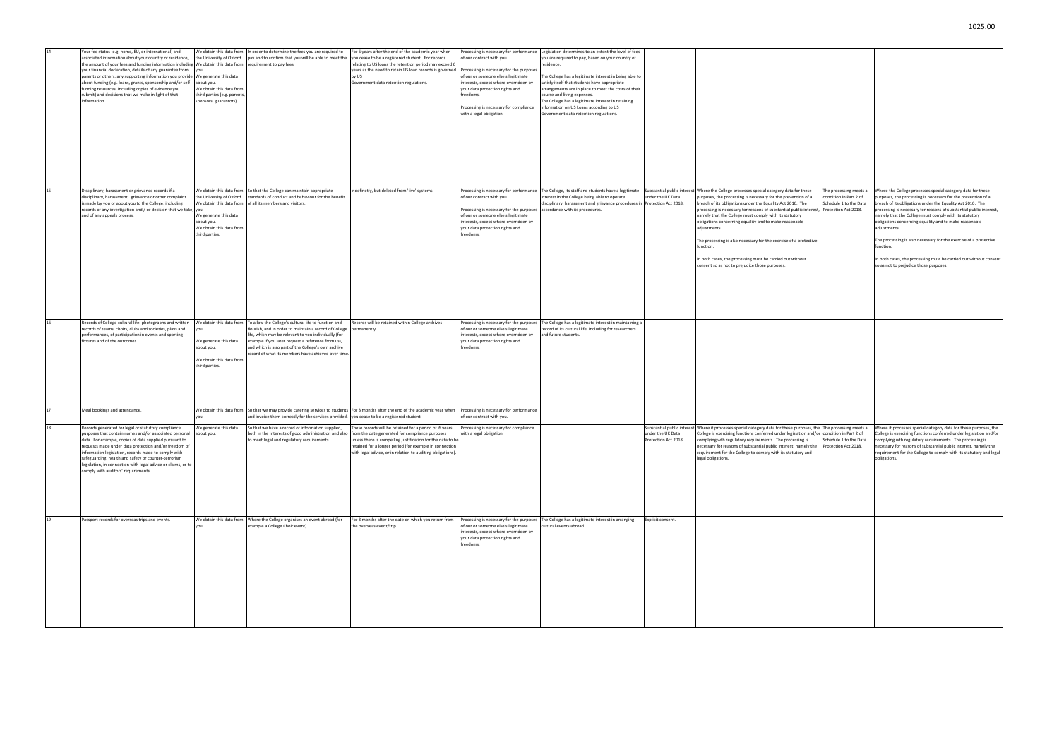| 14 | Your fee status (e.g. home, EU, or international) and associated information about your country of residence, the amount of your fees and funding information including your financial declaration, details of any guarantee from parents or others, any supporting information you provide about funding (e.g. loans, grants, sponsorship and/or self-funding resources, including copies of evidence you submit) and decisions that we make in light of that information. | We obtain this data from the University of Oxford. We obtain this data from you. We generate this data about you. We obtain this data from third parties (e.g. parents, sponsors, guarantors). | In order to determine the fees you are required to pay and to confirm that you will be able to meet the requirement to pay fees. | For 6 years after the end of the academic year when you cease to be a registered student. For records relating to US loans the retention period may exceed 6 years as the need to retain US loan records is governed by US Government data retention regulations. | Processing is necessary for performance of our contract with you. Processing is necessary for the purposes of our or someone else's legitimate interests, except where overridden by your data protection rights and freedoms. Processing is necessary for compliance with a legal obligation. | Legislation determines to an extent the level of fees you are required to pay, based on your country of residence. The College has a legitimate interest in being able to satisfy itself that students have appropriate arrangements are in place to meet the costs of their course and living expenses. The College has a legitimate interest in retaining information on US Loans according to US Government data retention regulations. | | | | |
|---|---|---|---|---|---|---|---|---|---|---|
| 15 | Disciplinary, harassment or grievance records if a disciplinary, harassment, grievance or other complaint is made by you or about you to the College, including records of any investigation and / or decision that we take, and of any appeals process. | We obtain this data from the University of Oxford. We obtain this data from you. We generate this data about you. We obtain this data from third parties. | So that the College can maintain appropriate standards of conduct and behaviour for the benefit of all its members and visitors. | Indefinitely, but deleted from 'live' systems. | Processing is necessary for performance of our contract with you. Processing is necessary for the purposes of our or someone else's legitimate interests, except where overridden by your data protection rights and freedoms. | The College, its staff and students have a legitimate interest in the College being able to operate disciplinary, harassment and grievance procedures in accordance with its procedures. | Substantial public interest under the UK Data Protection Act 2018. | Where the College processes special category data for these purposes, the processing is necessary for the prevention of a breach of its obligations under the Equality Act 2010. The processing is necessary for reasons of substantial public interest, namely that the College must comply with its statutory obligations concerning equality and to make reasonable adjustments. The processing is also necessary for the exercise of a protective function. In both cases, the processing must be carried out without consent so as not to prejudice those purposes. | The processing meets a condition in Part 2 of Schedule 1 to the Data Protection Act 2018. | Where the College processes special category data for these purposes, the processing is necessary for the prevention of a breach of its obligations under the Equality Act 2010. The processing is necessary for reasons of substantial public interest, namely that the College must comply with its statutory obligations concerning equality and to make reasonable adjustments. The processing is also necessary for the exercise of a protective function. In both cases, the processing must be carried out without consent so as not to prejudice those purposes. |
| 16 | Records of College cultural life: photographs and written records of teams, choirs, clubs and societies, plays and performances, of participation in events and sporting fixtures and of the outcomes. | We obtain this data from you. We generate this data about you. We obtain this data from third parties. | To allow the College's cultural life to function and flourish, and in order to maintain a record of College life, which may be relevant to you individually (for example if you later request a reference from us), and which is also part of the College's own archive record of what its members have achieved over time. | Records will be retained within College archives permanently. | Processing is necessary for the purposes of our or someone else's legitimate interests, except where overridden by your data protection rights and freedoms. | The College has a legitimate interest in maintaining a record of its cultural life, including for researchers and future students. | | | | |
| 17 | Meal bookings and attendance. | We obtain this data from you. | So that we may provide catering services to students and invoice them correctly for the services provided. | For 3 months after the end of the academic year when you cease to be a registered student. | Processing is necessary for performance of our contract with you. | | | | | |
| 18 | Records generated for legal or statutory compliance purposes that contain names and/or associated personal data. For example, copies of data supplied pursuant to requests made under data protection and/or freedom of information legislation, records made to comply with safeguarding, health and safety or counter-terrorism legislation, in connection with legal advice or claims, or to comply with auditors' requirements. | We generate this data about you. | So that we have a record of information supplied, both in the interests of good administration and also to meet legal and regulatory requirements. | These records will be retained for a period of 6 years from the date generated for compliance purposes unless there is compelling justification for the data to be retained for a longer period (for example in connection with legal advice, or in relation to auditing obligations). | Processing is necessary for compliance with a legal obligation. | | Substantial public interest under the UK Data Protection Act 2018. | Where it processes special category data for these purposes, the College is exercising functions conferred under legislation and/or complying with regulatory requirements. The processing is necessary for reasons of substantial public interest, namely the requirement for the College to comply with its statutory and legal obligations. | The processing meets a condition in Part 2 of Schedule 1 to the Data Protection Act 2018. | Where it processes special category data for these purposes, the College is exercising functions conferred under legislation and/or complying with regulatory requirements. The processing is necessary for reasons of substantial public interest, namely the requirement for the College to comply with its statutory and legal obligations. |
| 19 | Passport records for overseas trips and events. | We obtain this data from you. | Where the College organises an event abroad (for example a College Choir event). | For 3 months after the date on which you return from the overseas event/trip. | Processing is necessary for the purposes of our or someone else's legitimate interests, except where overridden by your data protection rights and freedoms. | The College has a legitimate interest in arranging cultural events abroad. | Explicit consent. | | | |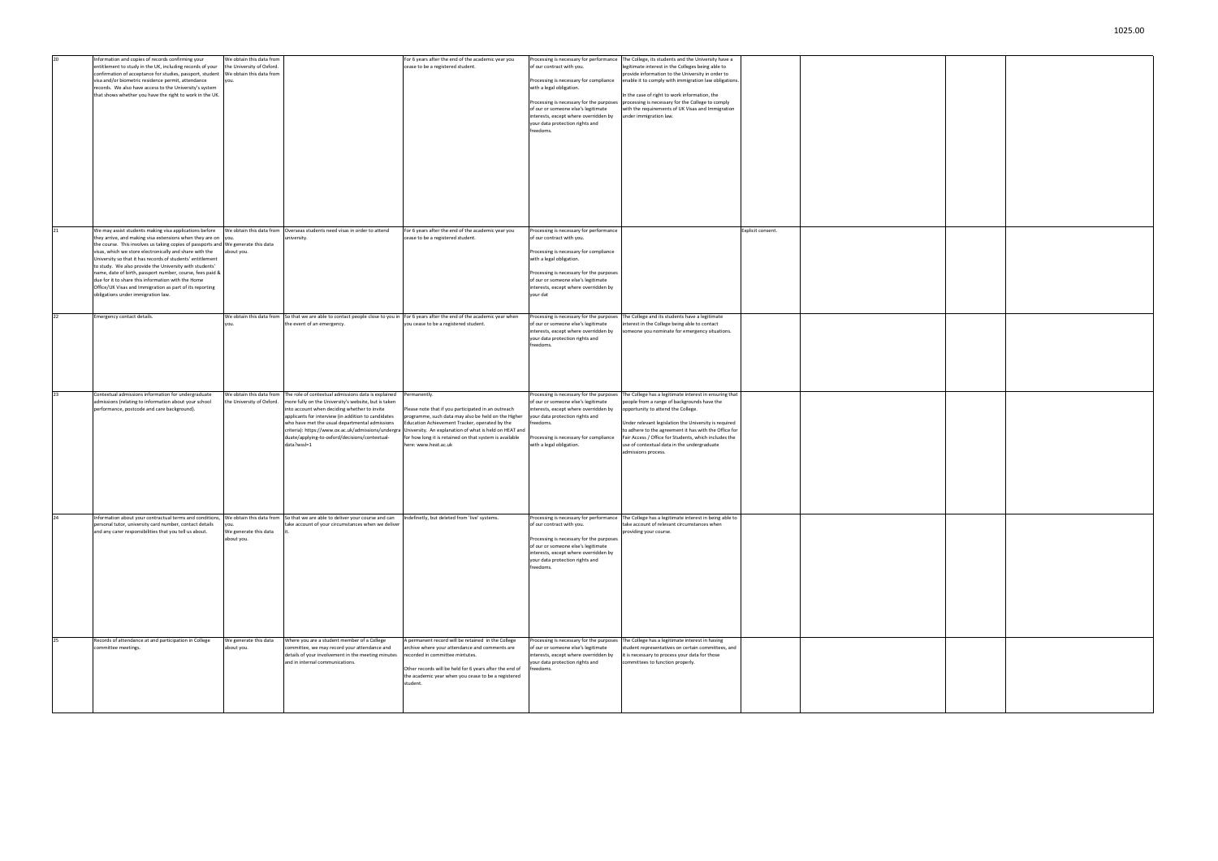| | | | | | | | | | | |
|---|---|---|---|---|---|---|---|---|---|---|
| 20 | Information and copies of records confirming your entitlement to study in the UK, including records of your confirmation of acceptance for studies, passport, student visa and/or biometric residence permit, attendance records. We also have access to the University's system that shows whether you have the right to work in the UK. | We obtain this data from the University of Oxford. We obtain this data from you. | | For 6 years after the end of the academic year you cease to be a registered student. | Processing is necessary for performance of our contract with you.<br><br>Processing is necessary for compliance with a legal obligation.<br><br>Processing is necessary for the purposes of our or someone else's legitimate interests, except where overridden by your data protection rights and freedoms. | The College, its students and the University have a legitimate interest in the Colleges being able to provide information to the University in order to enable it to comply with immigration law obligations.<br><br>In the case of right to work information, the processing is necessary for the College to comply with the requirements of UK Visas and Immigration under immigration law. | | | | |
| 21 | We may assist students making visa applications before they arrive, and making visa extensions when they are on the course. This involves us taking copies of passports and visas, which we store electronically and share with the University so that it has records of students' entitlement to study. We also provide the University with students' name, date of birth, passport number, course, fees paid & due for it to share this information with the Home Office/UK Visas and Immigration as part of its reporting obligations under immigration law. | We obtain this data from you. We generate this data about you. | Overseas students need visas in order to attend university. | For 6 years after the end of the academic year you cease to be a registered student. | Processing is necessary for performance of our contract with you.<br><br>Processing is necessary for compliance with a legal obligation.<br><br>Processing is necessary for the purposes of our or someone else's legitimate interests, except where overridden by your dat | | Explicit consent. | | | |
| 22 | Emergency contact details. | We obtain this data from you. | So that we are able to contact people close to you in the event of an emergency. | For 6 years after the end of the academic year when you cease to be a registered student. | Processing is necessary for the purposes of our or someone else's legitimate interests, except where overridden by your data protection rights and freedoms. | The College and its students have a legitimate interest in the College being able to contact someone you nominate for emergency situations. | | | | |
| 23 | Contextual admissions information for undergraduate admissions (relating to information about your school performance, postcode and care background). | We obtain this data from the University of Oxford. | The role of contextual admissions data is explained more fully on the University's website, but is taken into account when deciding whether to invite applicants for interview (in addition to candidates who have met the usual departmental admissions criteria): https://www.ox.ac.uk/admissions/undergraduate/applying-to-oxford/decisions/contextual-data?wssl=1 | Permanently.<br><br>Please note that if you participated in an outreach programme, such data may also be held on the Higher Education Achievement Tracker, operated by the University. An explanation of what is held on HEAT and for how long it is retained on that system is available here: www.heat.ac.uk | Processing is necessary for the purposes of our or someone else's legitimate interests, except where overridden by your data protection rights and freedoms.<br><br>Processing is necessary for compliance with a legal obligation. | The College has a legitimate interest in ensuring that people from a range of backgrounds have the opportunity to attend the College.<br><br>Under relevant legislation the University is required to adhere to the agreement it has with the Office for Fair Access / Office for Students, which includes the use of contextual data in the undergraduate admissions process. | | | | |
| 24 | Information about your contractual terms and conditions, personal tutor, university card number, contact details and any carer responsibilities that you tell us about. | We obtain this data from you. We generate this data about you. | So that we are able to deliver your course and can take account of your circumstances when we deliver it. | Indefinetly, but deleted from 'live' systems. | Processing is necessary for performance of our contract with you.<br><br>Processing is necessary for the purposes of our or someone else's legitimate interests, except where overridden by your data protection rights and freedoms. | The College has a legitimate interest in being able to take account of relevant circumstances when providing your course. | | | | |
| 25 | Records of attendance at and participation in College committee meetings. | We generate this data about you. | Where you are a student member of a College committee, we may record your attendance and details of your involvement in the meeting minutes and in internal communications. | A permanent record will be retained in the College archive where your attendance and comments are recorded in committee mintutes.<br><br>Other records will be held for 6 years after the end of the academic year when you cease to be a registered student. | Processing is necessary for the purposes of our or someone else's legitimate interests, except where overridden by your data protection rights and freedoms. | The College has a legitimate interest in having student representatives on certain committees, and it is necessary to process your data for those committees to function properly. | | | | |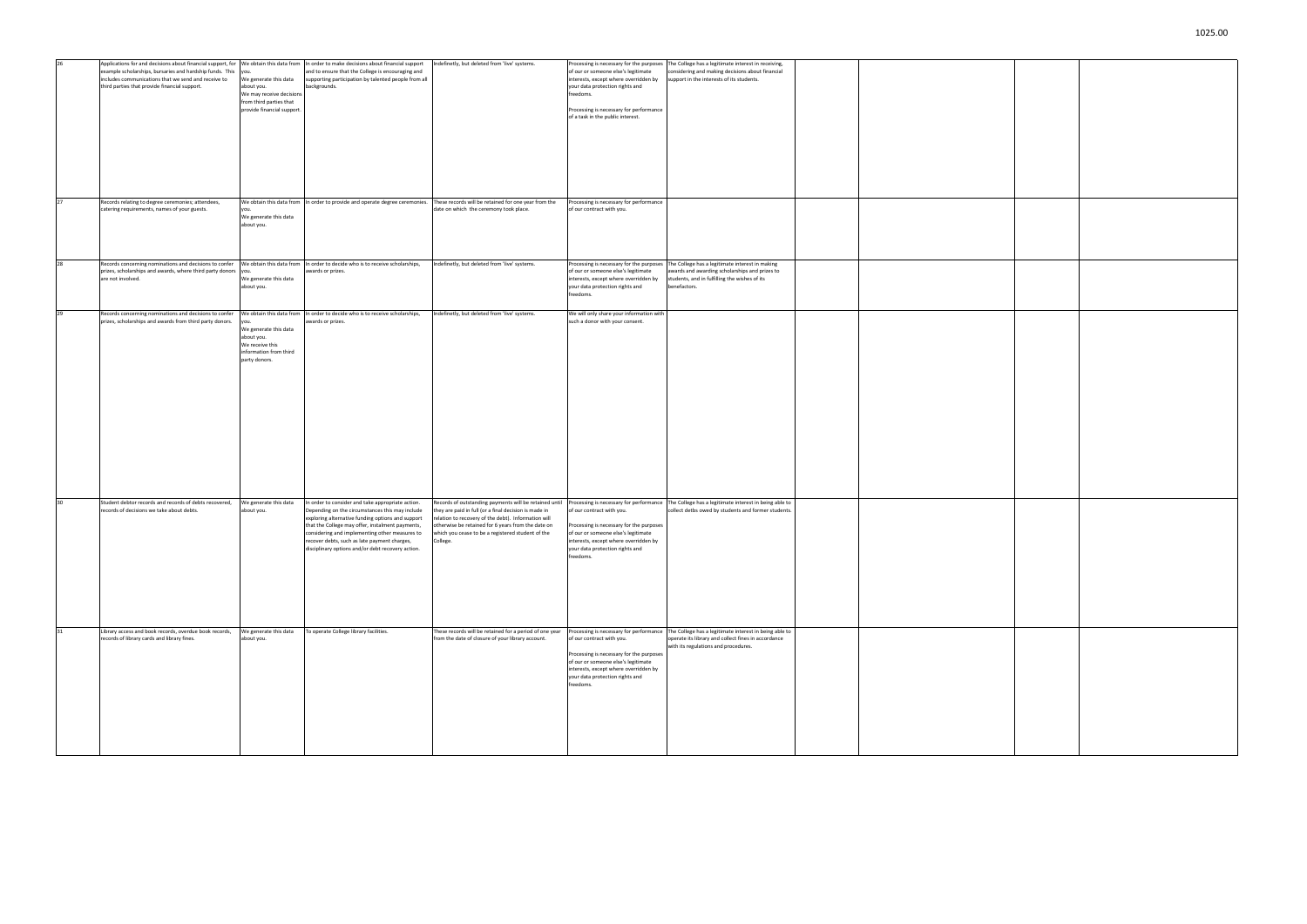| | | | | | | | | | | |
|---|---|---|---|---|---|---|---|---|---|---|
| 26 | Applications for and decisions about financial support, for example scholarships, bursaries and hardship funds. This includes communications that we send and receive to third parties that provide financial support. | We obtain this data from you. We generate this data about you. We may receive decisions from third parties that provide financial support. | In order to make decisions about financial support and to ensure that the College is encouraging and supporting participation by talented people from all backgrounds. | Indefinetly, but deleted from 'live' systems. | Processing is necessary for the purposes of our or someone else's legitimate interests, except where overridden by your data protection rights and freedoms. Processing is necessary for performance of a task in the public interest. | The College has a legitimate interest in receiving, considering and making decisions about financial support in the interests of its students. | | | | |
| 27 | Records relating to degree ceremonies; attendees, catering requirements, names of your guests. | We obtain this data from you. We generate this data about you. | In order to provide and operate degree ceremonies. | These records will be retained for one year from the date on which the ceremony took place. | Processing is necessary for performance of our contract with you. | | | | | |
| 28 | Records concerning nominations and decisions to confer prizes, scholarships and awards, where third party donors are not involved. | We obtain this data from you. We generate this data about you. | In order to decide who is to receive scholarships, awards or prizes. | Indefinetly, but deleted from 'live' systems. | Processing is necessary for the purposes of our or someone else's legitimate interests, except where overridden by your data protection rights and freedoms. | The College has a legitimate interest in making awards and awarding scholarships and prizes to students, and in fulfilling the wishes of its benefactors. | | | | |
| 29 | Records concerning nominations and decisions to confer prizes, scholarships and awards from third party donors. | We obtain this data from you. We generate this data about you. We receive this information from third party donors. | In order to decide who is to receive scholarships, awards or prizes. | Indefinetly, but deleted from 'live' systems. | We will only share your information with such a donor with your consent. | | | | | |
| 30 | Student debtor records and records of debts recovered, records of decisions we take about debts. | We generate this data about you. | In order to consider and take appropriate action. Depending on the circumstances this may include exploring alternative funding options and support that the College may offer, instalment payments, considering and implementing other measures to recover debts, such as late payment charges, disciplinary options and/or debt recovery action. | Records of outstanding payments will be retained until they are paid in full (or a final decision is made in relation to recovery of the debt). Information will otherwise be retained for 6 years from the date on which you cease to be a registered student of the College. | Processing is necessary for performance of our contract with you. Processing is necessary for the purposes of our or someone else's legitimate interests, except where overridden by your data protection rights and freedoms. | The College has a legitimate interest in being able to collect detbs owed by students and former students. | | | | |
| 31 | Library access and book records, overdue book records, records of library cards and library fines. | We generate this data about you. | To operate College library facilities. | These records will be retained for a period of one year from the date of closure of your library account. | Processing is necessary for performance of our contract with you. Processing is necessary for the purposes of our or someone else's legitimate interests, except where overridden by your data protection rights and freedoms. | The College has a legitimate interest in being able to operate its library and collect fines in accordance with its regulations and procedures. | | | | |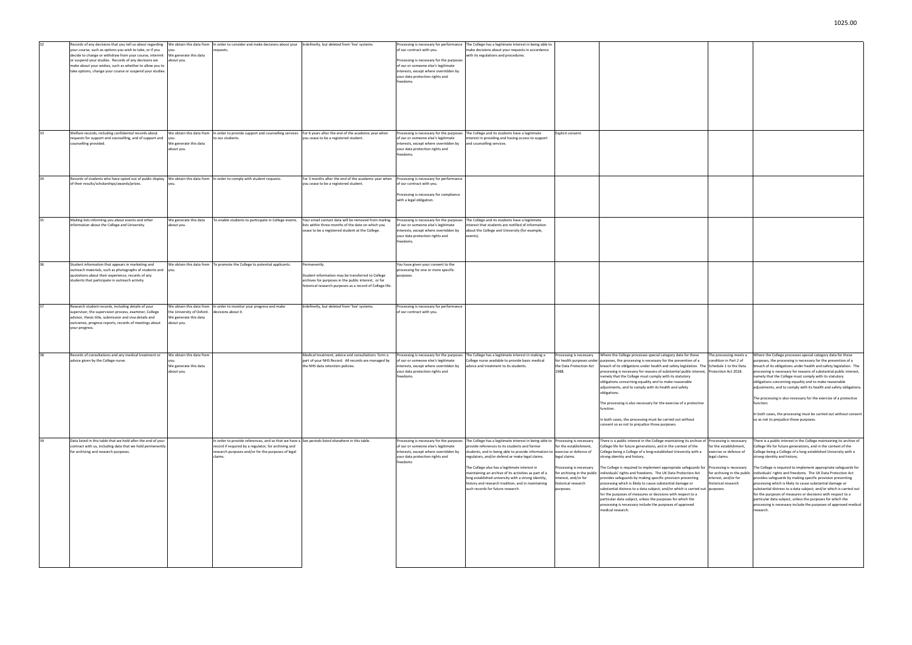| | | | | | | | | | | |
|---|---|---|---|---|---|---|---|---|---|---|
| 32 | Records of any decisions that you tell us about regarding your course, such as options you wish to take, or if you decide to change or withdraw from your course, intermit or suspend your studies. Records of any decisions we make about your wishes, such as whether to allow you to take options, change your course or suspend your studies. | We obtain this data from you. We generate this data about you. | In order to consider and make decisions about your requests. | Indefinetly, but deleted from 'live' systems. | Processing is necessary for performance of our contract with you. Processing is necessary for the purposes of our or someone else's legitimate interests, except where overridden by your data protection rights and freedoms. | The College has a legitimate interest in being able to make decisions about your requests in accordance with its regulations and procedures. | | | | |
| 33 | Welfare records, including confidential records about requests for support and counselling, and of support and counselling provided. | We obtain this data from you. We generate this data about you. | In order to provide support and counselling services to our students. | For 6 years after the end of the academic year when you cease to be a registered student. | Processing is necessary for the purposes of our or someone else's legitimate interests, except where overridden by your data protection rights and freedoms. | The College and its students have a legitimate interest in providing and having access to support and counselling services. | Explicit consent. | | | |
| 34 | Records of students who have opted out of public display of their results/scholarships/awards/prizes. | We obtain this data from you. | In order to comply with student requests. | For 3 months after the end of the academic year when you cease to be a registered student. | Processing is necessary for performance of our contract with you. Processing is necessary for compliance with a legal obligation. | | | | | |
| 35 | Mailing lists informing you about events and other information about the College and University. | We generate this data about you. | To enable students to participate in College events. | Your email contact data will be removed from mailing lists within three months of the date on which you cease to be a registered student at the College. | Processing is necessary for the purposes of our or someone else's legitimate interests, except where overridden by your data protection rights and freedoms. | The College and its students have a legitimate interest that students are notified of information about the College and University (for example, events). | | | | |
| 36 | Student information that appears in marketing and outreach materials, such as photographs of students and quotations about their experience, records of any students that participate in outreach activity. | We obtain this data from you. | To promote the College to potential applicants. | Permanently. Student information may be transferred to College archives for purposes in the public interest, or for historical research purposes as a record of College life. | You have given your consent to the processing for one or more specific purposes. | | | | | |
| 37 | Research student records, including details of your supervisor, the supervision process, examiner, College advisor, thesis title, submission and viva details and outcomes, progress reports, records of meetings about your progress. | We obtain this data from the University of Oxford. We generate this data about you. | In order to monitor your progress and make decisions about it. | Indefinetly, but deleted from 'live' systems. | Processing is necessary for performance of our contract with you. | | | | | |
| 38 | Records of consultations and any medical treatment or advice given by the College nurse. | We obtain this data from you. We generate this data about you. | | Medical treatment, advice and consultations form a part of your NHS Record. All records are managed by the NHS data retention policies. | Processing is necessary for the purposes of our or someone else's legitimate interests, except where overridden by your data protection rights and freedoms. | The College has a legitimate interest in making a College nurse available to provide basic medical advice and treatment to its students. | Processing is necessary for health purposes under the Data Protection Act 1988. | Where the College processes special category data for these purposes, the processing is necessary for the prevention of a breach of its obligations under health and safety legislation. The processing is necessary for reasons of substantial public interest, namely that the College must comply with its statutory obligations concerning equality and to make reasonable adjustments, and to comply with its health and safety obligations. The processing is also necessary for the exercise of a protective function. In both cases, the processing must be carried out without consent so as not to prejudice those purposes. | The processing meets a condition in Part 2 of Schedule 1 to the Data Protection Act 2018. | Where the College processes special category data for these purposes, the processing is necessary for the prevention of a breach of its obligations under health and safety legislation. The processing is necessary for reasons of substantial public interest, namely that the College must comply with its statutory obligations concerning equality and to make reasonable adjustments, and to comply with its health and safety obligations. The processing is also necessary for the exercise of a protective function. In both cases, the processing must be carried out without consent so as not to prejudice those purposes. |
| 39 | Data listed in this table that we hold after the end of your contract with us, including data that we hold permanently for archiving and research purposes. | | In order to provide references, and so that we have a record if required by a regulator, for archiving and research purposes and/or for the purposes of legal claims. | See periods listed elsewhere in this table. | Processing is necessary for the purposes of our or someone else's legitimate interests, except where overridden by your data protection rights and freedoms | The College has a legitimate interest in being able to provide references to its students and former students, and in being able to provide information to regulators, and/or defend or make legal claims. The College also has a legitimate interest in maintaining an archive of its activities as part of a long established university with a strong identity, history and research tradition, and in maintaining such records for future research. | Processing is necessary for the establishment, exercise or defence of legal claims. Processing is necessary for archiving in the public interest, and/or for historical research purposes. | There is a public interest in the College maintaining its archive of College life for future generations, and in the context of the College being a College of a long-established University with a strong identity and history. The College is required to implement appropriate safeguards for individuals' rights and freedoms. The UK Data Protection Act provides safeguards by making specific provision preventing processing which is likely to cause substantial damage or substantial distress to a data subject; and/or which is carried out for the purposes of measures or decisions with respect to a particular data subject, unless the purposes for which the processing is necessary include the purposes of approved medical research. | Processing is necessary for the establishment, exercise or defence of legal claims. Processing is necessary for archiving in the public interest, and/or for historical research purposes. | There is a public interest in the College maintaining its archive of College life for future generations, and in the context of the College being a College of a long-established University with a strong identity and history. The College is required to implement appropriate safeguards for individuals' rights and freedoms. The UK Data Protection Act provides safeguards by making specific provision preventing processing which is likely to cause substantial damage or substantial distress to a data subject; and/or which is carried out for the purposes of measures or decisions with respect to a particular data subject, unless the purposes for which the processing is necessary include the purposes of approved medical research. |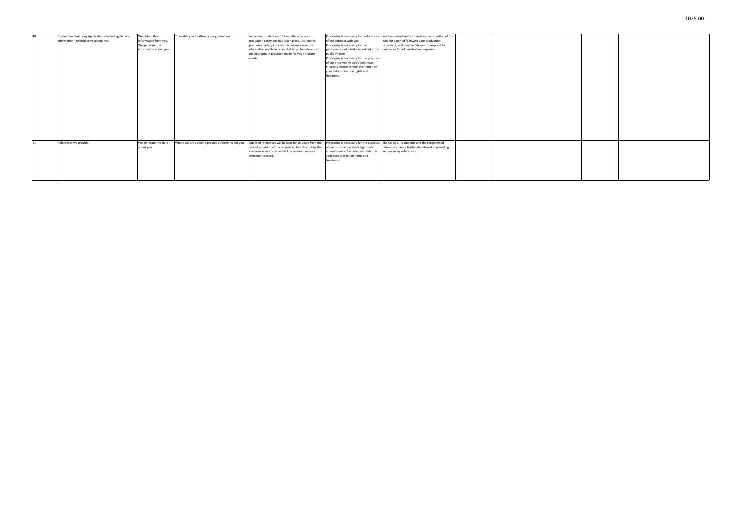| | | | | | | | | | | |
|---|---|---|---|---|---|---|---|---|---|---|
| 40 | Graduation Ceremony Applications (including dietary information), related correspondence. | We obtain this information from you. We generate this information about you. | To enable you to attend your graduation. | We retain this data until 12 months after your graduation ceremony has taken place. As regards graduates dietary information, we may save the information on file in order that it can be referenced and appropriate provision made for you at future events. | Processing is necessary for performance of our contract with you. Processing is necessary for the performance of a task carried out in the public interest. Processing is necessary for the purposes of our or someone else's legitimate interests, expect where overridden by your data protection rights and freedoms. | We have a legitimate interest in the retention of this data for a period following your graduation ceremony, as it may be relevant to respond to queries or for administrative purposes. | | | | |
| 41 | References we provide. | We generate this data about you | Where we are asked to provide a reference for you. | Copies of references will be kept for six years from the date of provision of the reference. An entry noting that a reference was provided will be retained on your permanent record. | Processing is necessary for the purposes of our or someone else's legitimate interests, except where overridden by your data protection rights and freedoms. | The College, its students and the recipients of references have a legitimate interest in providing and receiving references. | | | | |